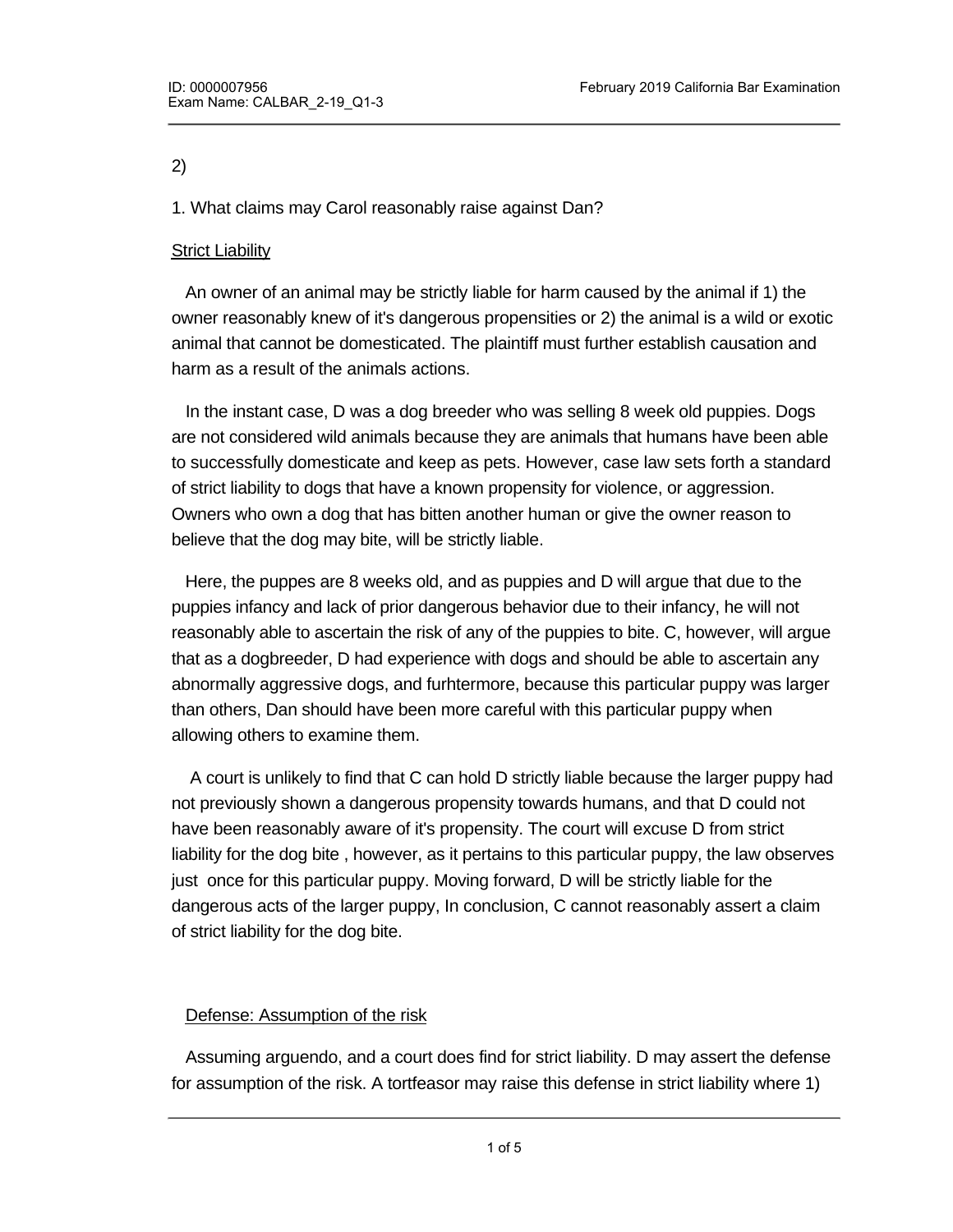2)

1. What claims may Carol reasonably raise against Dan?

Strict Liability

An owner of an animal may be strictly liable for harm caused by the animal if 1) the owner reasonably knew of it's dangerous propensities or 2) the animal is a wild or exotic animal that cannot be domesticated. The plaintiff must further establish causation and harm as a result of the animals actions.

In the instant case, D was a dog breeder who was selling 8 week old puppies. Dogs are not considered wild animals because they are animals that humans have been able to successfully domesticate and keep as pets. However, case law sets forth a standard of strict liability to dogs that have a known propensity for violence, or aggression. Owners who own a dog that has bitten another human or give the owner reason to believe that the dog may bite, will be strictly liable.

Here, the puppes are 8 weeks old, and as puppies and D will argue that due to the puppies infancy and lack of prior dangerous behavior due to their infancy, he will not reasonably able to ascertain the risk of any of the puppies to bite. C, however, will argue that as a dogbreeder, D had experience with dogs and should be able to ascertain any abnormally aggressive dogs, and furhtermore, because this particular puppy was larger than others, Dan should have been more careful with this particular puppy when allowing others to examine them.

A court is unlikely to find that C can hold D strictly liable because the larger puppy had not previously shown a dangerous propensity towards humans, and that D could not have been reasonably aware of it's propensity. The court will excuse D from strict liability for the dog bite , however, as it pertains to this particular puppy, the law observes just once for this particular puppy. Moving forward, D will be strictly liable for the dangerous acts of the larger puppy, In conclusion, C cannot reasonably assert a claim of strict liability for the dog bite.

Defense: Assumption of the risk

Assuming arguendo, and a court does find for strict liability. D may assert the defense for assumption of the risk. A tortfeasor may raise this defense in strict liability where 1)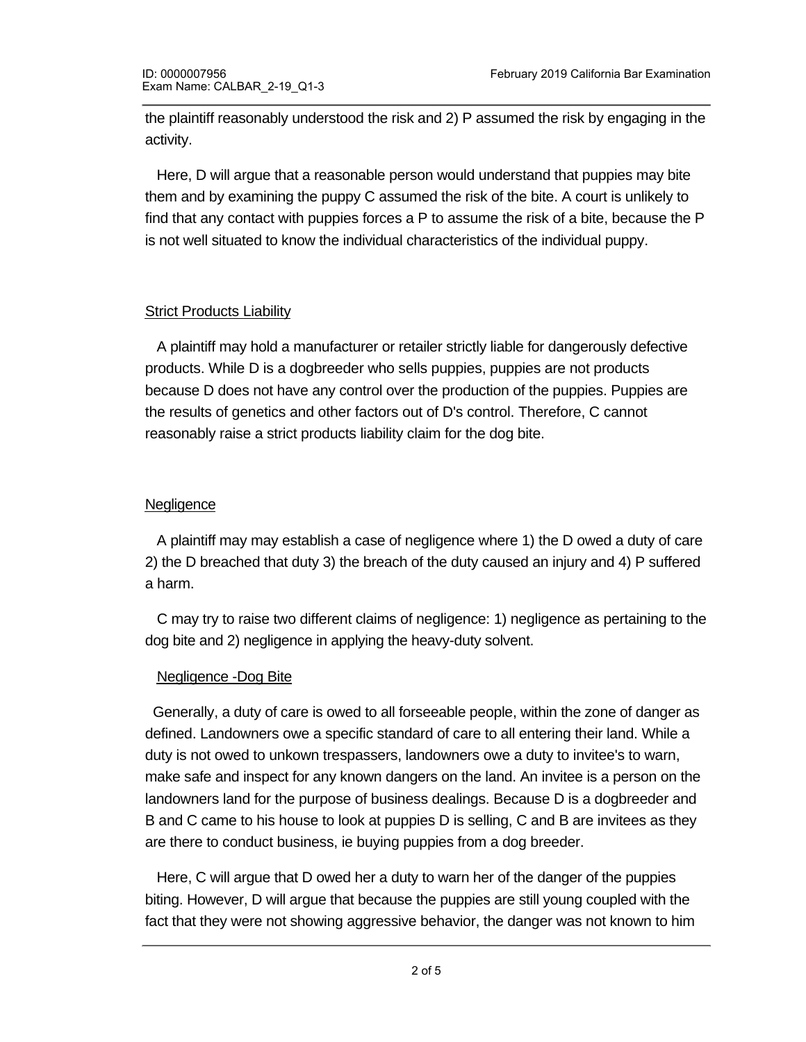the plaintiff reasonably understood the risk and 2) P assumed the risk by engaging in the activity.

Here, D will argue that a reasonable person would understand that puppies may bite them and by examining the puppy C assumed the risk of the bite. A court is unlikely to find that any contact with puppies forces a P to assume the risk of a bite, because the P is not well situated to know the individual characteristics of the individual puppy.

Strict Products Liability

A plaintiff may hold a manufacturer or retailer strictly liable for dangerously defective products. While D is a dogbreeder who sells puppies, puppies are not products because D does not have any control over the production of the puppies. Puppies are the results of genetics and other factors out of D's control. Therefore, C cannot reasonably raise a strict products liability claim for the dog bite.

Negligence

A plaintiff may may establish a case of negligence where 1) the D owed a duty of care 2) the D breached that duty 3) the breach of the duty caused an injury and 4) P suffered a harm.

C may try to raise two different claims of negligence: 1) negligence as pertaining to the dog bite and 2) negligence in applying the heavy-duty solvent.

Negligence -Dog Bite

Generally, a duty of care is owed to all forseeable people, within the zone of danger as defined. Landowners owe a specific standard of care to all entering their land. While a duty is not owed to unkown trespassers, landowners owe a duty to invitee's to warn, make safe and inspect for any known dangers on the land. An invitee is a person on the landowners land for the purpose of business dealings. Because D is a dogbreeder and B and C came to his house to look at puppies D is selling, C and B are invitees as they are there to conduct business, ie buying puppies from a dog breeder.

Here, C will argue that D owed her a duty to warn her of the danger of the puppies biting. However, D will argue that because the puppies are still young coupled with the fact that they were not showing aggressive behavior, the danger was not known to him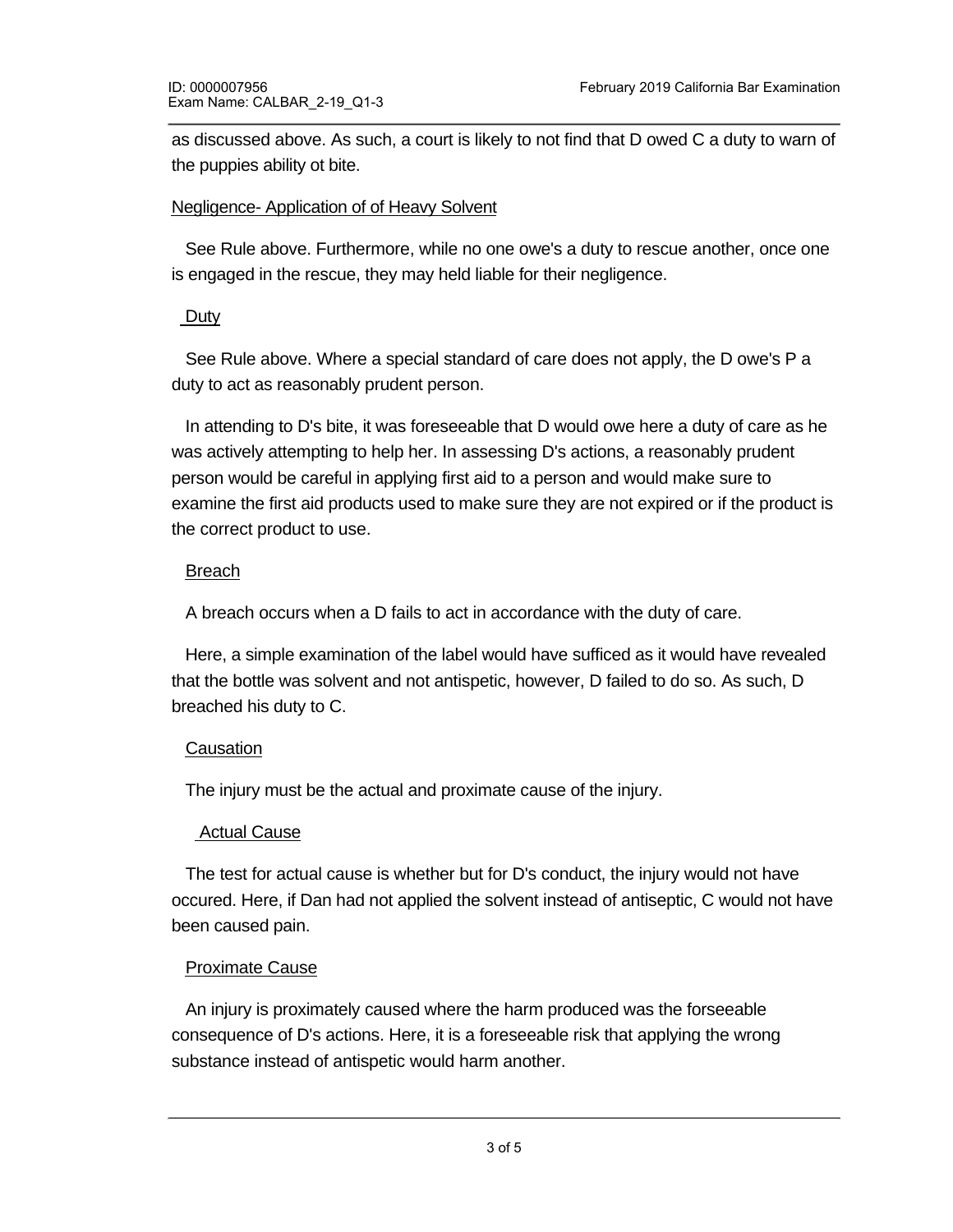as discussed above. As such, a court is likely to not find that D owed C a duty to warn of the puppies ability ot bite.

Negligence- Application of of Heavy Solvent

See Rule above. Furthermore, while no one owe's a duty to rescue another, once one is engaged in the rescue, they may held liable for their negligence.

Duty

See Rule above. Where a special standard of care does not apply, the D owe's P a duty to act as reasonably prudent person.

In attending to D's bite, it was foreseeable that D would owe here a duty of care as he was actively attempting to help her. In assessing D's actions, a reasonably prudent person would be careful in applying first aid to a person and would make sure to examine the first aid products used to make sure they are not expired or if the product is the correct product to use.

Breach

A breach occurs when a D fails to act in accordance with the duty of care.

Here, a simple examination of the label would have sufficed as it would have revealed that the bottle was solvent and not antispetic, however, D failed to do so. As such, D breached his duty to C.

Causation

The injury must be the actual and proximate cause of the injury.

Actual Cause

The test for actual cause is whether but for D's conduct, the injury would not have occured. Here, if Dan had not applied the solvent instead of antiseptic, C would not have been caused pain.

Proximate Cause

An injury is proximately caused where the harm produced was the forseeable consequence of D's actions. Here, it is a foreseeable risk that applying the wrong substance instead of antispetic would harm another.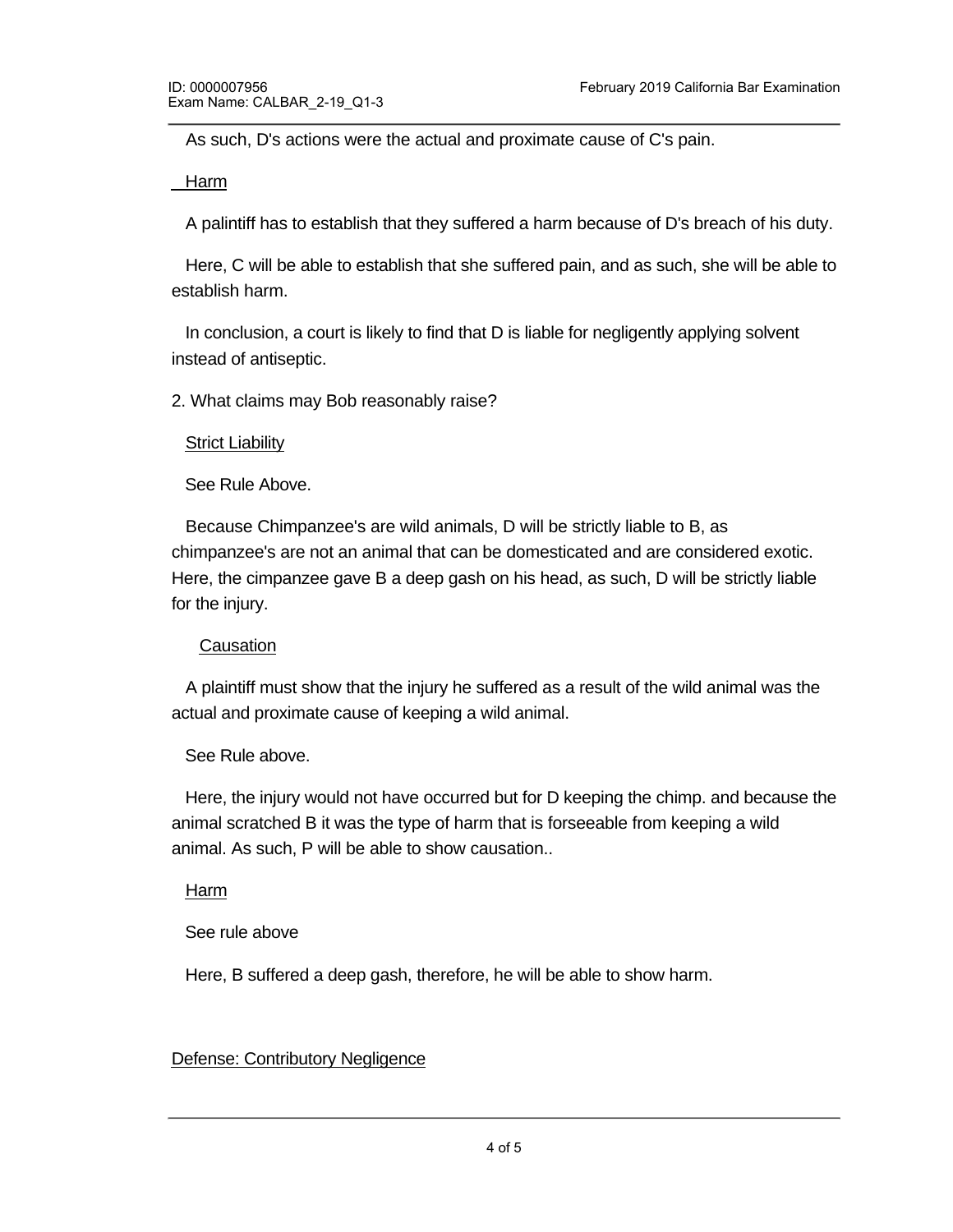As such, D's actions were the actual and proximate cause of C's pain.

Harm

A palintiff has to establish that they suffered a harm because of D's breach of his duty.

Here, C will be able to establish that she suffered pain, and as such, she will be able to establish harm.

In conclusion, a court is likely to find that D is liable for negligently applying solvent instead of antiseptic.

2. What claims may Bob reasonably raise?

Strict Liability

See Rule Above.

Because Chimpanzee's are wild animals, D will be strictly liable to B, as chimpanzee's are not an animal that can be domesticated and are considered exotic. Here, the cimpanzee gave B a deep gash on his head, as such, D will be strictly liable for the injury.

Causation

A plaintiff must show that the injury he suffered as a result of the wild animal was the actual and proximate cause of keeping a wild animal.

See Rule above.

Here, the injury would not have occurred but for D keeping the chimp. and because the animal scratched B it was the type of harm that is forseeable from keeping a wild animal. As such, P will be able to show causation..

Harm

See rule above

Here, B suffered a deep gash, therefore, he will be able to show harm.

Defense: Contributory Negligence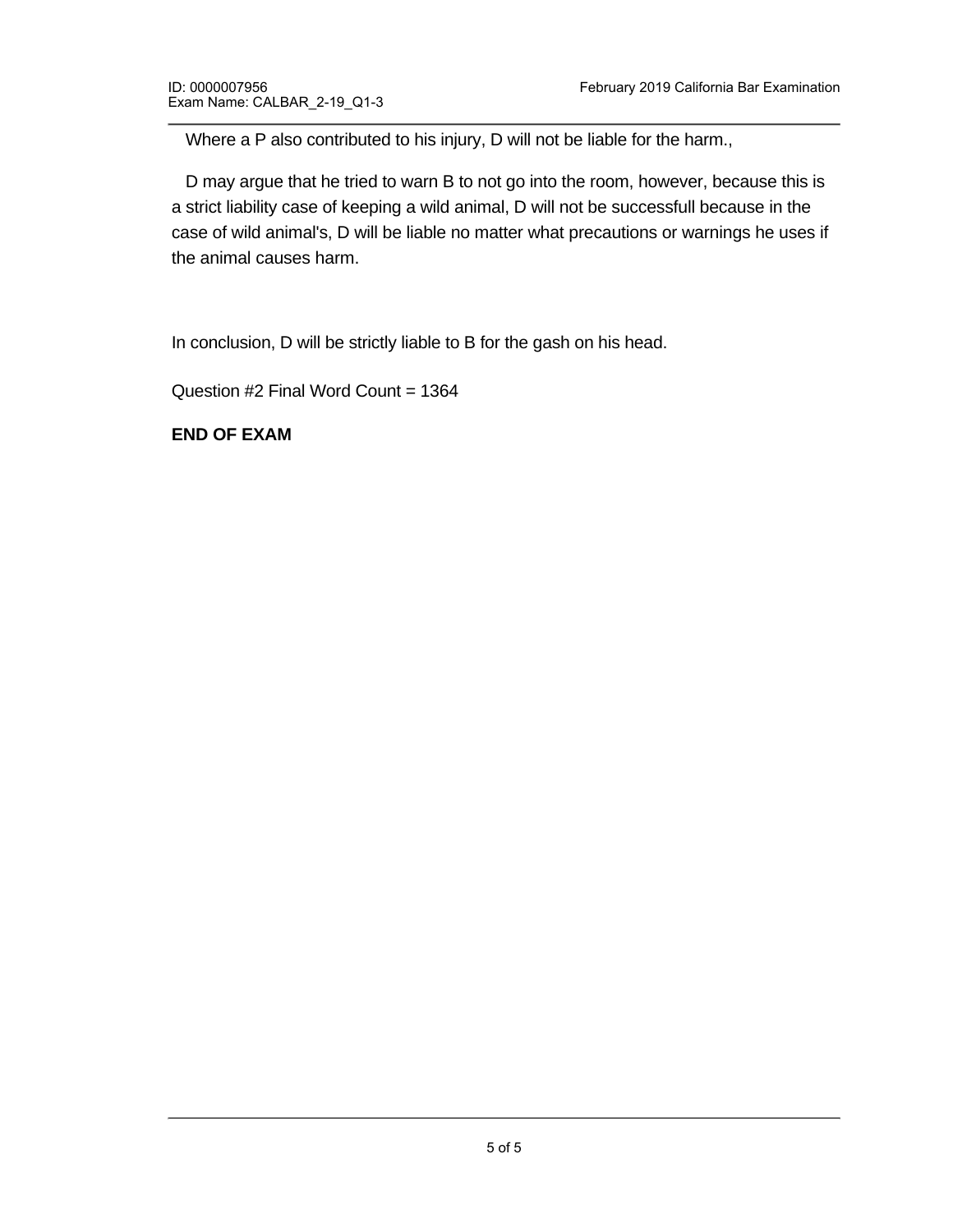Where a P also contributed to his injury, D will not be liable for the harm.,

D may argue that he tried to warn B to not go into the room, however, because this is a strict liability case of keeping a wild animal, D will not be successfull because in the case of wild animal's, D will be liable no matter what precautions or warnings he uses if the animal causes harm.

In conclusion, D will be strictly liable to B for the gash on his head.

Question #2 Final Word Count = 1364

**END OF EXAM**